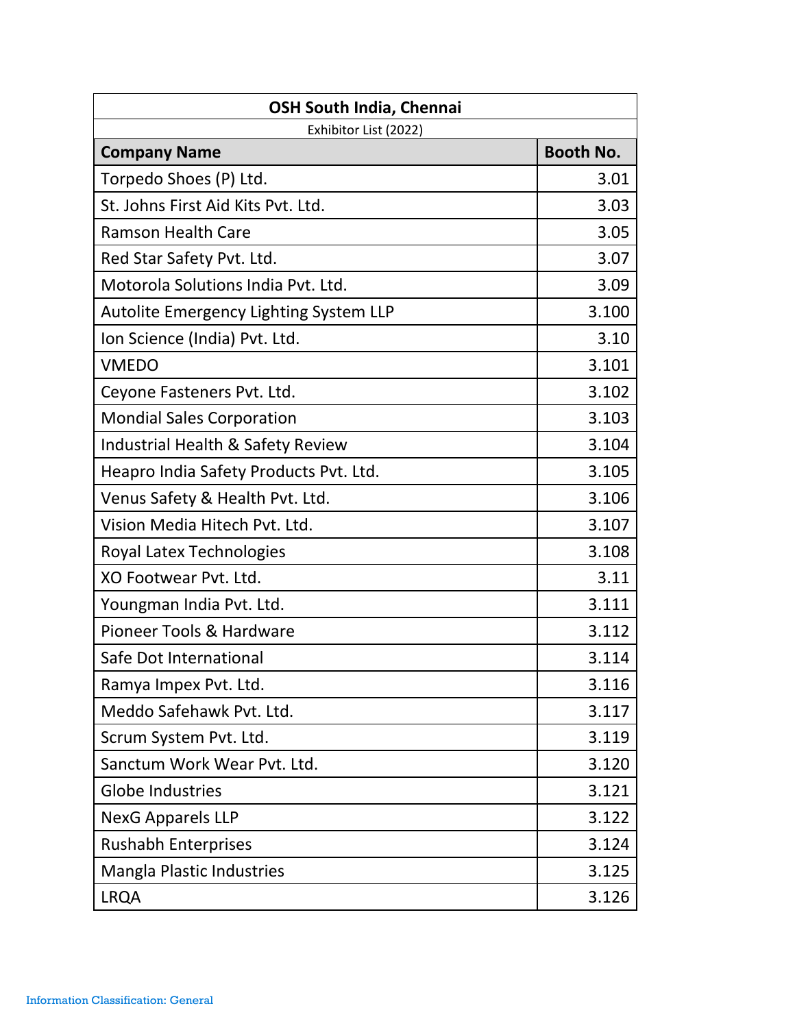| OSH South India, Chennai | |
|---|---|
| Exhibitor List (2022) | |
| **Company Name** | **Booth No.** |
| Torpedo Shoes (P) Ltd. | 3.01 |
| St. Johns First Aid Kits Pvt. Ltd. | 3.03 |
| Ramson Health Care | 3.05 |
| Red Star Safety Pvt. Ltd. | 3.07 |
| Motorola Solutions India Pvt. Ltd. | 3.09 |
| Autolite Emergency Lighting System LLP | 3.100 |
| Ion Science (India) Pvt. Ltd. | 3.10 |
| VMEDO | 3.101 |
| Ceyone Fasteners Pvt. Ltd. | 3.102 |
| Mondial Sales Corporation | 3.103 |
| Industrial Health & Safety Review | 3.104 |
| Heapro India Safety Products Pvt. Ltd. | 3.105 |
| Venus Safety & Health Pvt. Ltd. | 3.106 |
| Vision Media Hitech Pvt. Ltd. | 3.107 |
| Royal Latex Technologies | 3.108 |
| XO Footwear Pvt. Ltd. | 3.11 |
| Youngman India Pvt. Ltd. | 3.111 |
| Pioneer Tools & Hardware | 3.112 |
| Safe Dot International | 3.114 |
| Ramya Impex Pvt. Ltd. | 3.116 |
| Meddo Safehawk Pvt. Ltd. | 3.117 |
| Scrum System Pvt. Ltd. | 3.119 |
| Sanctum Work Wear Pvt. Ltd. | 3.120 |
| Globe Industries | 3.121 |
| NexG Apparels LLP | 3.122 |
| Rushabh Enterprises | 3.124 |
| Mangla Plastic Industries | 3.125 |
| LRQA | 3.126 |

Information Classification: General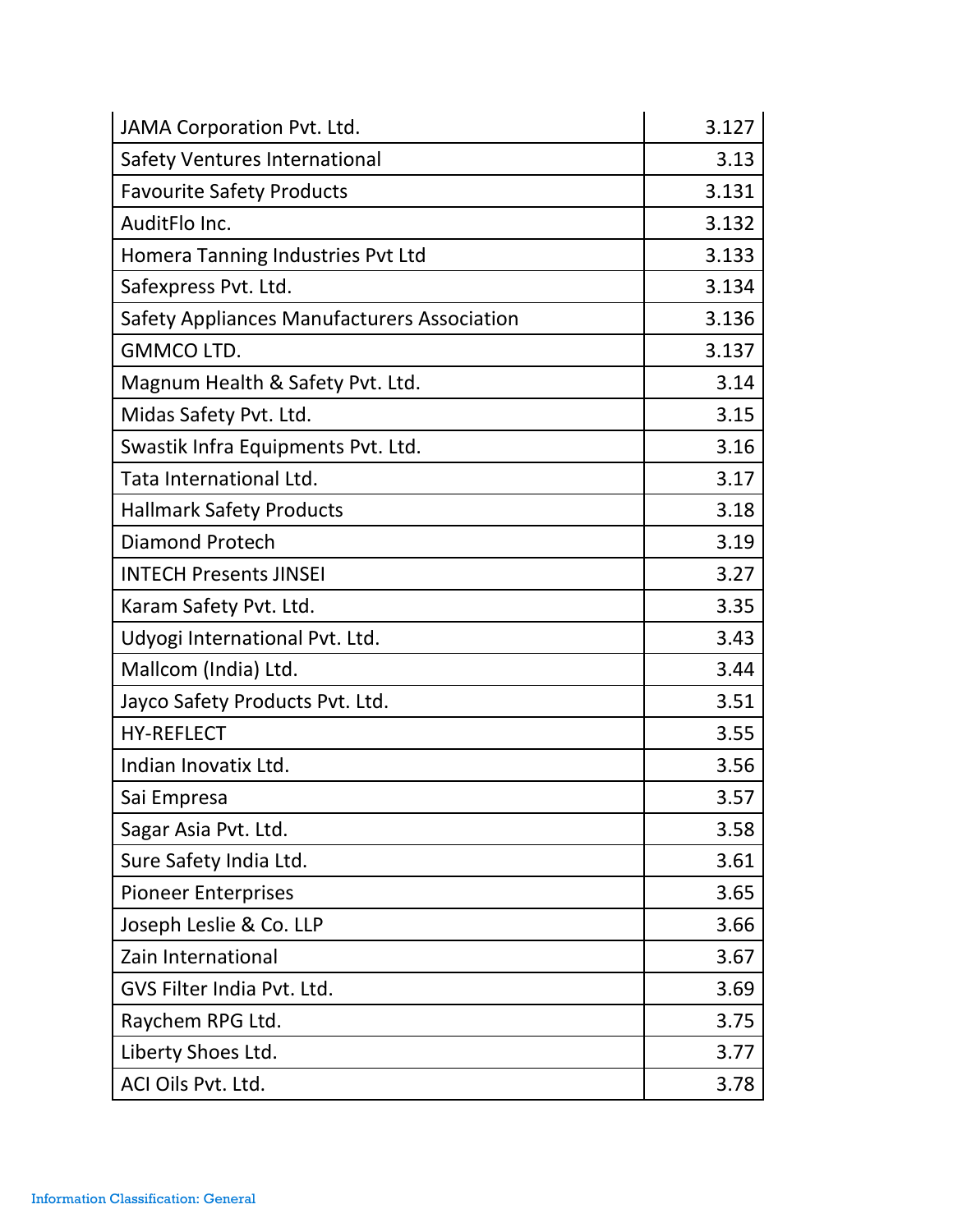| | |
|---|---|
| JAMA Corporation Pvt. Ltd. | 3.127 |
| Safety Ventures International | 3.13 |
| Favourite Safety Products | 3.131 |
| AuditFlo Inc. | 3.132 |
| Homera Tanning Industries Pvt Ltd | 3.133 |
| Safexpress Pvt. Ltd. | 3.134 |
| Safety Appliances Manufacturers Association | 3.136 |
| GMMCO LTD. | 3.137 |
| Magnum Health & Safety Pvt. Ltd. | 3.14 |
| Midas Safety Pvt. Ltd. | 3.15 |
| Swastik Infra Equipments Pvt. Ltd. | 3.16 |
| Tata International Ltd. | 3.17 |
| Hallmark Safety Products | 3.18 |
| Diamond Protech | 3.19 |
| INTECH Presents JINSEI | 3.27 |
| Karam Safety Pvt. Ltd. | 3.35 |
| Udyogi International Pvt. Ltd. | 3.43 |
| Mallcom (India) Ltd. | 3.44 |
| Jayco Safety Products Pvt. Ltd. | 3.51 |
| HY-REFLECT | 3.55 |
| Indian Inovatix Ltd. | 3.56 |
| Sai Empresa | 3.57 |
| Sagar Asia Pvt. Ltd. | 3.58 |
| Sure Safety India Ltd. | 3.61 |
| Pioneer Enterprises | 3.65 |
| Joseph Leslie & Co. LLP | 3.66 |
| Zain International | 3.67 |
| GVS Filter India Pvt. Ltd. | 3.69 |
| Raychem RPG Ltd. | 3.75 |
| Liberty Shoes Ltd. | 3.77 |
| ACI Oils Pvt. Ltd. | 3.78 |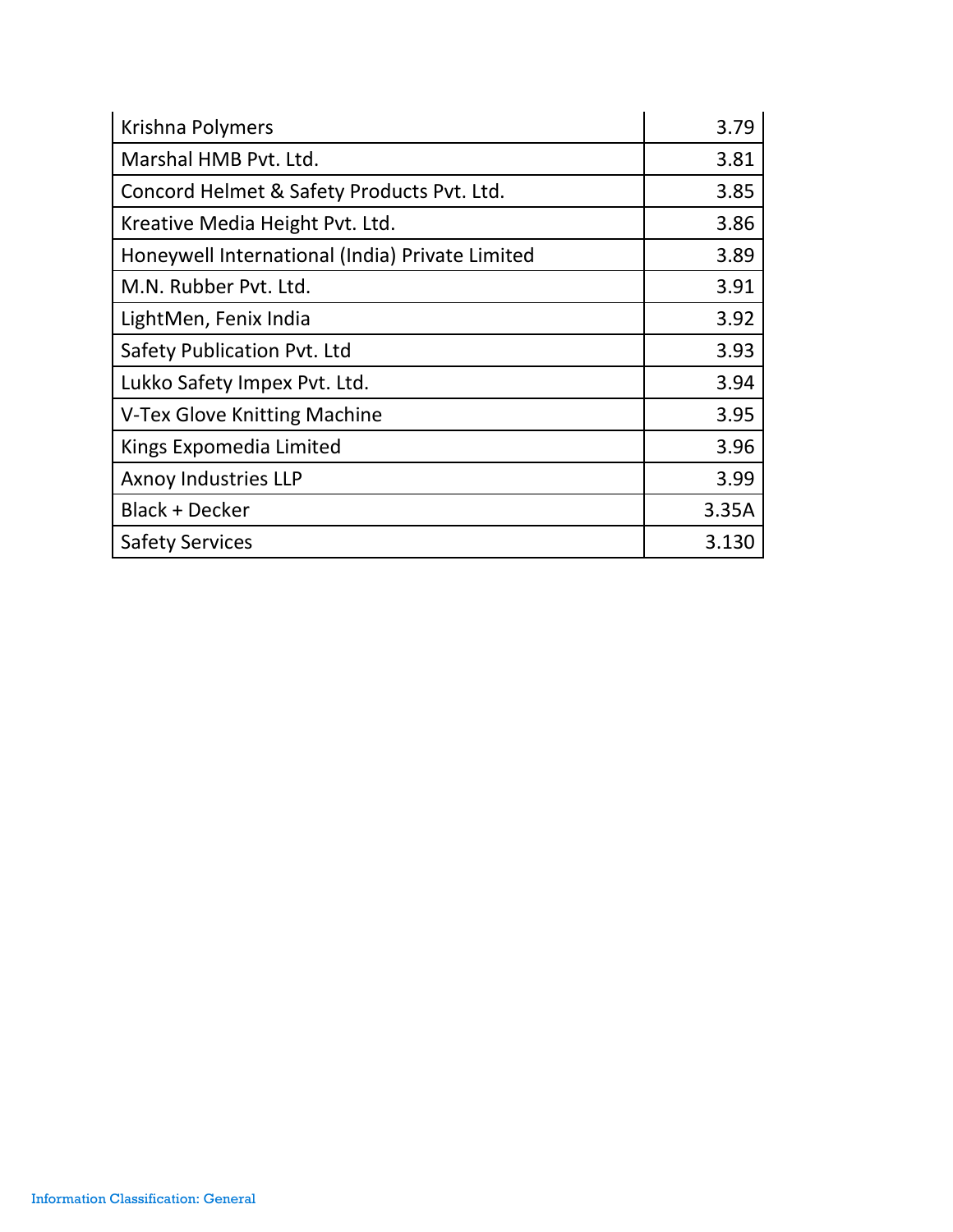| | |
|---|---|
| Krishna Polymers | 3.79 |
| Marshal HMB Pvt. Ltd. | 3.81 |
| Concord Helmet & Safety Products Pvt. Ltd. | 3.85 |
| Kreative Media Height Pvt. Ltd. | 3.86 |
| Honeywell International (India) Private Limited | 3.89 |
| M.N. Rubber Pvt. Ltd. | 3.91 |
| LightMen, Fenix India | 3.92 |
| Safety Publication Pvt. Ltd | 3.93 |
| Lukko Safety Impex Pvt. Ltd. | 3.94 |
| V-Tex Glove Knitting Machine | 3.95 |
| Kings Expomedia Limited | 3.96 |
| Axnoy Industries LLP | 3.99 |
| Black + Decker | 3.35A |
| Safety Services | 3.130 |

Information Classification: General